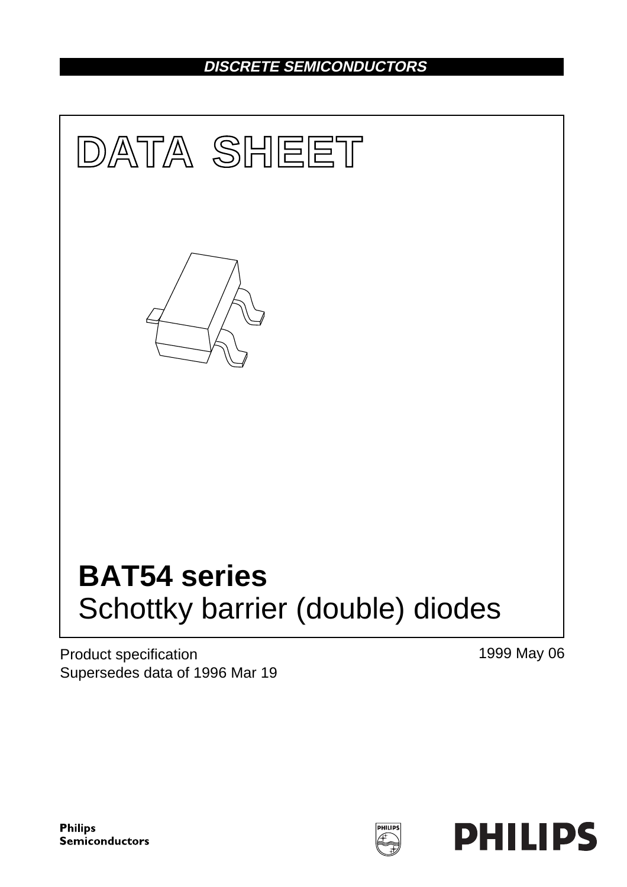DISCRETE SEMICONDUCTORS

# DATA SHEET

# BAT54 series

## Schottky barrier (double) diodes

Product specification
Supersedes data of 1996 Mar 19

1999 May 06

Philips Semiconductors

PHILIPS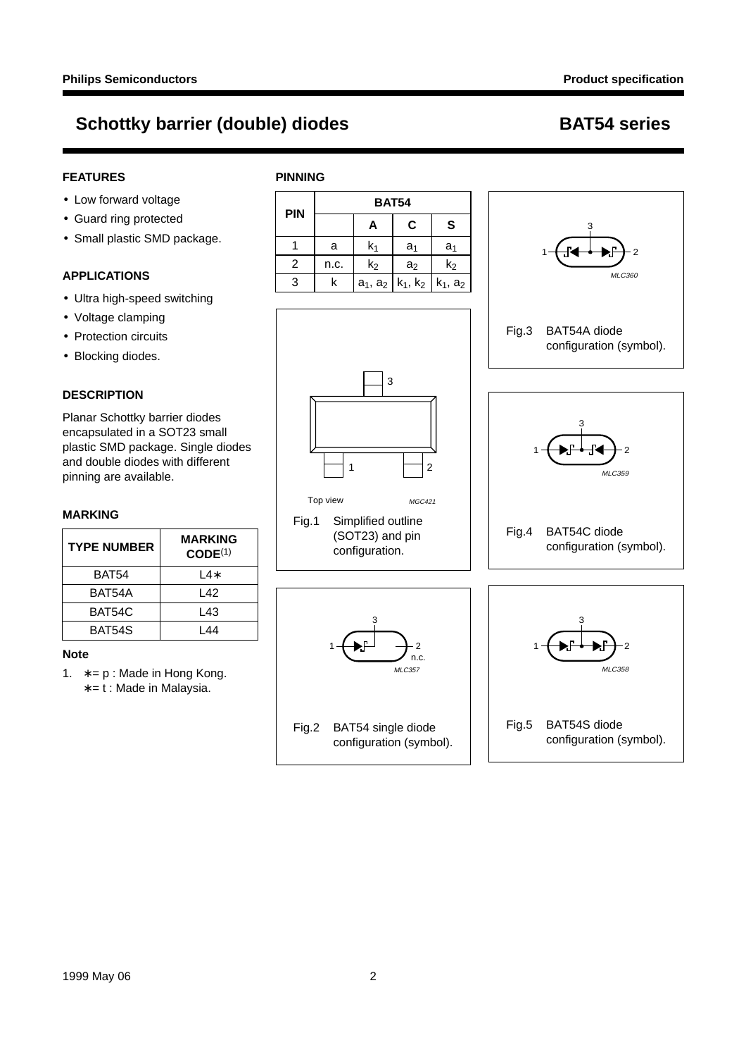# Schottky barrier (double) diodes — BAT54 series

## FEATURES

- Low forward voltage
- Guard ring protected
- Small plastic SMD package.

## APPLICATIONS

- Ultra high-speed switching
- Voltage clamping
- Protection circuits
- Blocking diodes.

## DESCRIPTION

Planar Schottky barrier diodes encapsulated in a SOT23 small plastic SMD package. Single diodes and double diodes with different pinning are available.

## MARKING

| TYPE NUMBER | MARKING CODE(1) |
|---|---|
| BAT54 | L4∗ |
| BAT54A | L42 |
| BAT54C | L43 |
| BAT54S | L44 |

### Note

1. ∗= p : Made in Hong Kong.
   ∗= t : Made in Malaysia.

## PINNING

| PIN | BAT54 | | | |
|---|---|---|---|---|
| | | A | C | S |
| 1 | a | $k_1$ | $a_1$ | $a_1$ |
| 2 | n.c. | $k_2$ | $a_2$ | $k_2$ |
| 3 | k | $a_1$, $a_2$ | $k_1$, $k_2$ | $k_1$, $a_2$ |

Fig.1 Simplified outline (SOT23) and pin configuration.

Fig.2 BAT54 single diode configuration (symbol).

Fig.3 BAT54A diode configuration (symbol).

Fig.4 BAT54C diode configuration (symbol).

Fig.5 BAT54S diode configuration (symbol).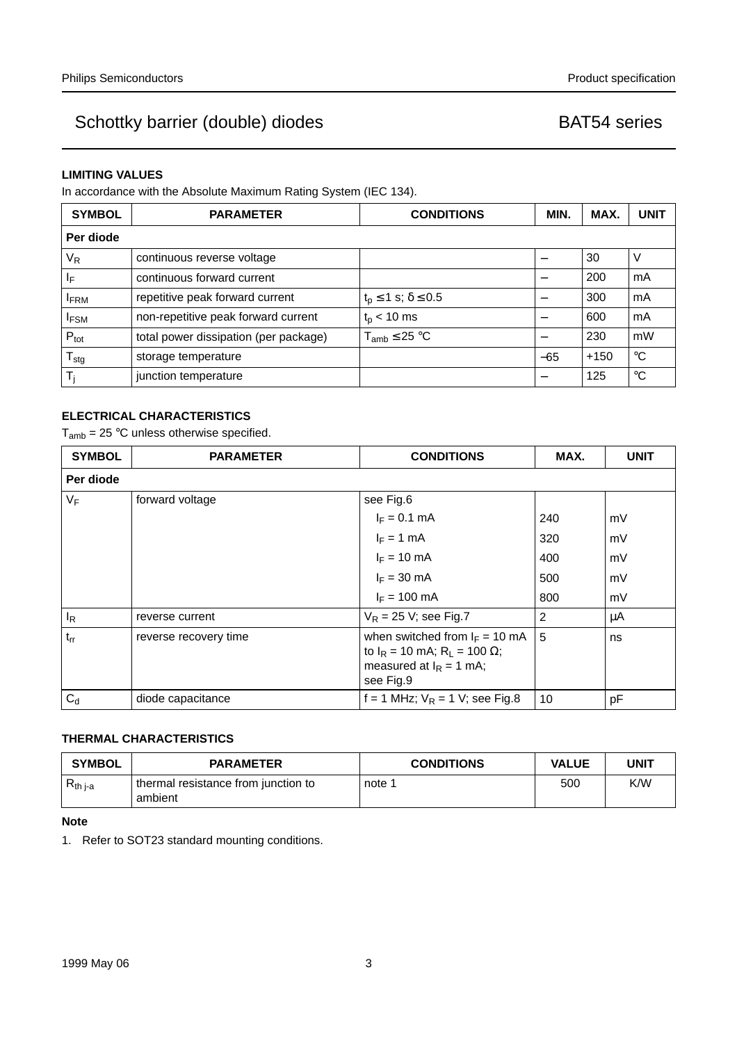## LIMITING VALUES

In accordance with the Absolute Maximum Rating System (IEC 134).

| SYMBOL | PARAMETER | CONDITIONS | MIN. | MAX. | UNIT |
|---|---|---|---|---|---|
| **Per diode** | | | | | |
| $V_R$ | continuous reverse voltage | | – | 30 | V |
| $I_F$ | continuous forward current | | – | 200 | mA |
| $I_{FRM}$ | repetitive peak forward current | $t_p \leq 1$ s; $\delta \leq 0.5$ | – | 300 | mA |
| $I_{FSM}$ | non-repetitive peak forward current | $t_p < 10$ ms | – | 600 | mA |
| $P_{tot}$ | total power dissipation (per package) | $T_{amb} \leq 25$ °C | – | 230 | mW |
| $T_{stg}$ | storage temperature | | −65 | +150 | °C |
| $T_j$ | junction temperature | | – | 125 | °C |

## ELECTRICAL CHARACTERISTICS

$T_{amb} = 25$ °C unless otherwise specified.

| SYMBOL | PARAMETER | CONDITIONS | MAX. | UNIT |
|---|---|---|---|---|
| **Per diode** | | | | |
| $V_F$ | forward voltage | see Fig.6 | | |
| | | $I_F = 0.1$ mA | 240 | mV |
| | | $I_F = 1$ mA | 320 | mV |
| | | $I_F = 10$ mA | 400 | mV |
| | | $I_F = 30$ mA | 500 | mV |
| | | $I_F = 100$ mA | 800 | mV |
| $I_R$ | reverse current | $V_R = 25$ V; see Fig.7 | 2 | μA |
| $t_{rr}$ | reverse recovery time | when switched from $I_F = 10$ mA to $I_R = 10$ mA; $R_L = 100\ \Omega$; measured at $I_R = 1$ mA; see Fig.9 | 5 | ns |
| $C_d$ | diode capacitance | f = 1 MHz; $V_R = 1$ V; see Fig.8 | 10 | pF |

## THERMAL CHARACTERISTICS

| SYMBOL | PARAMETER | CONDITIONS | VALUE | UNIT |
|---|---|---|---|---|
| $R_{th\ j\text{-}a}$ | thermal resistance from junction to ambient | note 1 | 500 | K/W |

**Note**

1. Refer to SOT23 standard mounting conditions.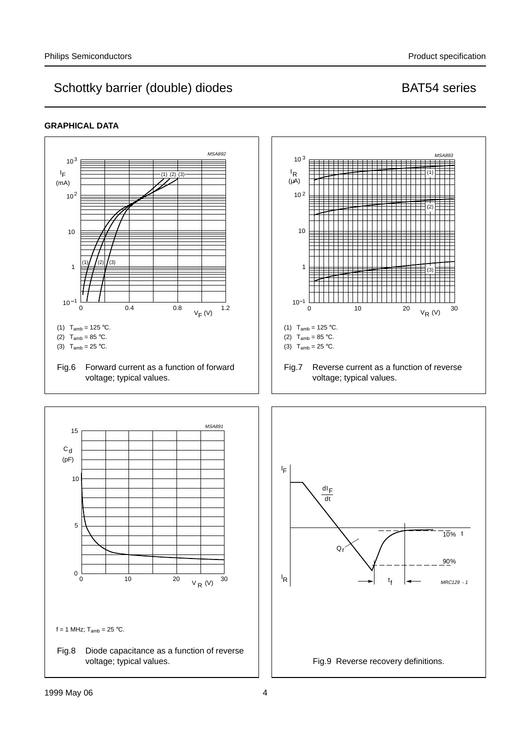## GRAPHICAL DATA

(1) $T_{amb}$ = 125 °C.
(2) $T_{amb}$ = 85 °C.
(3) $T_{amb}$ = 25 °C.

Fig.6 Forward current as a function of forward voltage; typical values.

(1) $T_{amb}$ = 125 °C.
(2) $T_{amb}$ = 85 °C.
(3) $T_{amb}$ = 25 °C.

Fig.7 Reverse current as a function of reverse voltage; typical values.

f = 1 MHz; $T_{amb}$ = 25 °C.

Fig.8 Diode capacitance as a function of reverse voltage; typical values.

Fig.9 Reverse recovery definitions.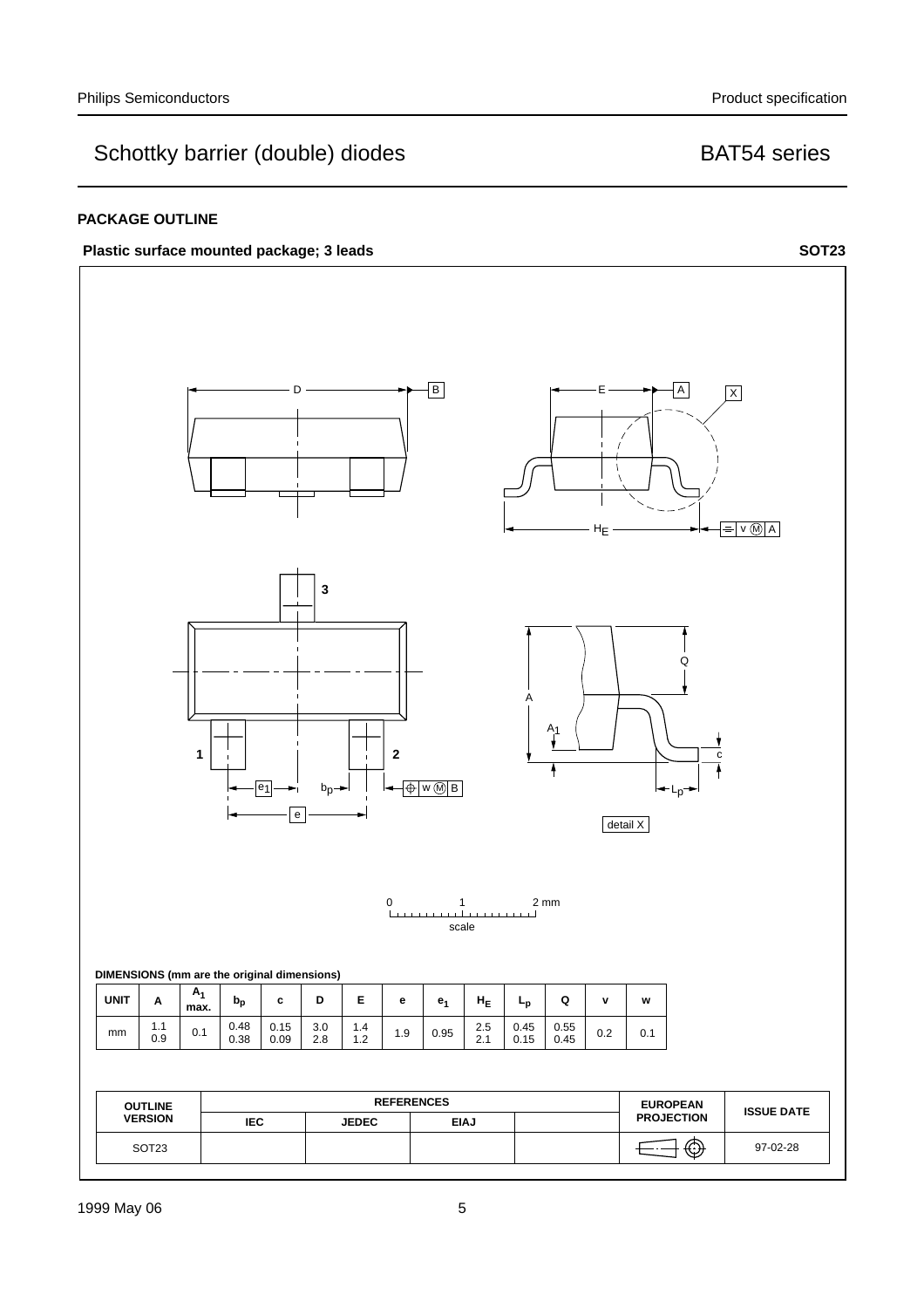## PACKAGE OUTLINE

**Plastic surface mounted package; 3 leads** **SOT23**

DIMENSIONS (mm are the original dimensions)

| UNIT | A | $A_1$ max. | $b_p$ | c | D | E | e | $e_1$ | $H_E$ | $L_p$ | Q | v | w |
|---|---|---|---|---|---|---|---|---|---|---|---|---|---|
| mm | 1.1<br>0.9 | 0.1 | 0.48<br>0.38 | 0.15<br>0.09 | 3.0<br>2.8 | 1.4<br>1.2 | 1.9 | 0.95 | 2.5<br>2.1 | 0.45<br>0.15 | 0.55<br>0.45 | 0.2 | 0.1 |

| OUTLINE VERSION | REFERENCES | | | | EUROPEAN PROJECTION | ISSUE DATE |
|---|---|---|---|---|---|---|
| | IEC | JEDEC | EIAJ | | | |
| SOT23 | | | | | | 97-02-28 |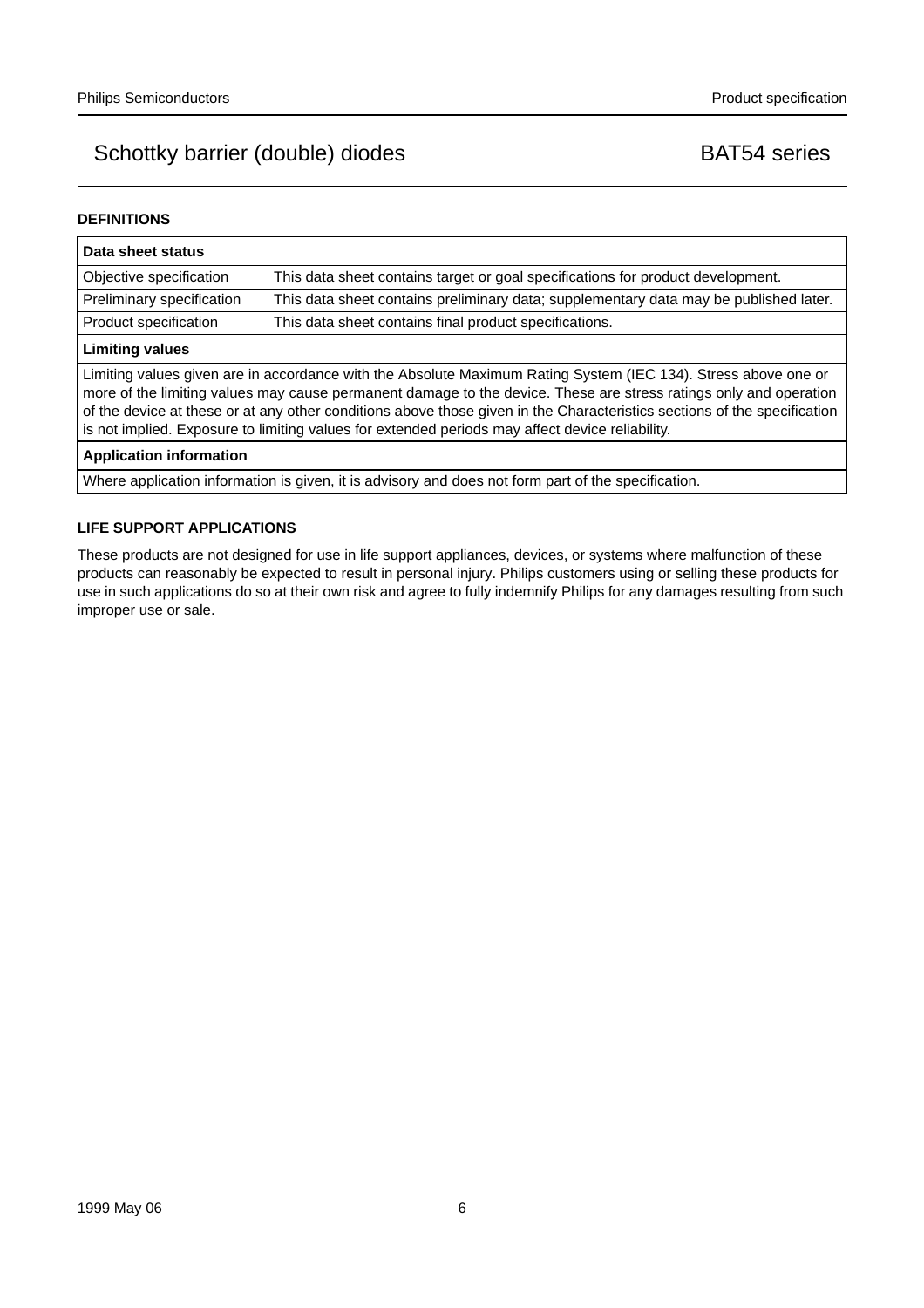## DEFINITIONS

| Data sheet status | |
|---|---|
| Objective specification | This data sheet contains target or goal specifications for product development. |
| Preliminary specification | This data sheet contains preliminary data; supplementary data may be published later. |
| Product specification | This data sheet contains final product specifications. |
| **Limiting values** | |
| Limiting values given are in accordance with the Absolute Maximum Rating System (IEC 134). Stress above one or more of the limiting values may cause permanent damage to the device. These are stress ratings only and operation of the device at these or at any other conditions above those given in the Characteristics sections of the specification is not implied. Exposure to limiting values for extended periods may affect device reliability. | |
| **Application information** | |
| Where application information is given, it is advisory and does not form part of the specification. | |

## LIFE SUPPORT APPLICATIONS

These products are not designed for use in life support appliances, devices, or systems where malfunction of these products can reasonably be expected to result in personal injury. Philips customers using or selling these products for use in such applications do so at their own risk and agree to fully indemnify Philips for any damages resulting from such improper use or sale.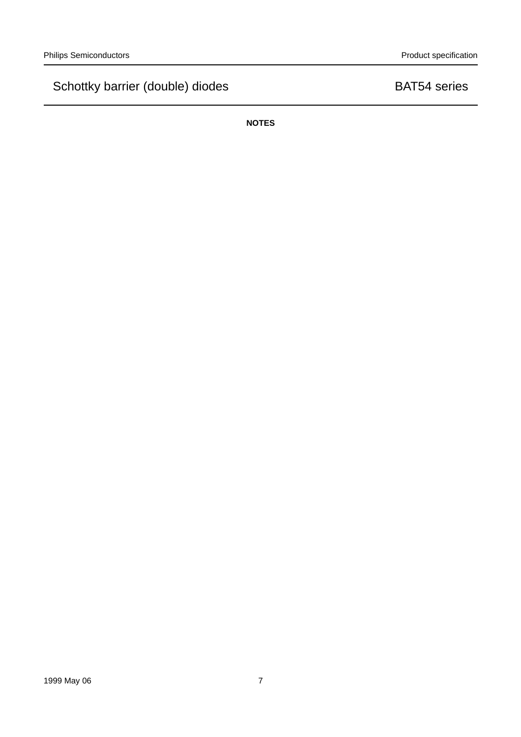**NOTES**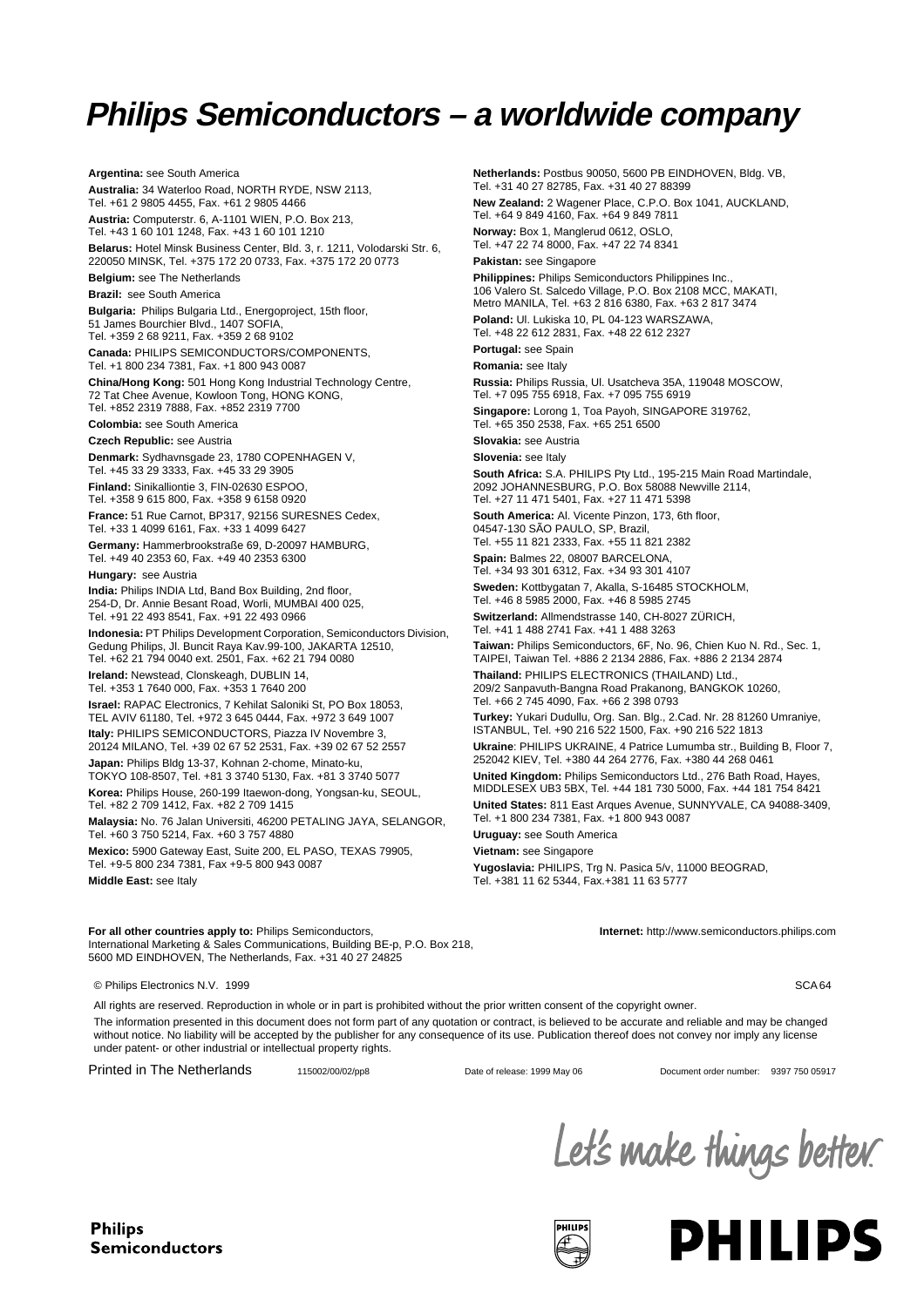# Philips Semiconductors – a worldwide company

**Argentina:** see South America

**Australia:** 34 Waterloo Road, NORTH RYDE, NSW 2113, Tel. +61 2 9805 4455, Fax. +61 2 9805 4466

**Austria:** Computerstr. 6, A-1101 WIEN, P.O. Box 213, Tel. +43 1 60 101 1248, Fax. +43 1 60 101 1210

**Belarus:** Hotel Minsk Business Center, Bld. 3, r. 1211, Volodarski Str. 6, 220050 MINSK, Tel. +375 172 20 0733, Fax. +375 172 20 0773

**Belgium:** see The Netherlands

**Brazil:** see South America

**Bulgaria:** Philips Bulgaria Ltd., Energoproject, 15th floor, 51 James Bourchier Blvd., 1407 SOFIA, Tel. +359 2 68 9211, Fax. +359 2 68 9102

**Canada:** PHILIPS SEMICONDUCTORS/COMPONENTS, Tel. +1 800 234 7381, Fax. +1 800 943 0087

**China/Hong Kong:** 501 Hong Kong Industrial Technology Centre, 72 Tat Chee Avenue, Kowloon Tong, HONG KONG, Tel. +852 2319 7888, Fax. +852 2319 7700

**Colombia:** see South America

**Czech Republic:** see Austria

**Denmark:** Sydhavnsgade 23, 1780 COPENHAGEN V, Tel. +45 33 29 3333, Fax. +45 33 29 3905

**Finland:** Sinikalliontie 3, FIN-02630 ESPOO, Tel. +358 9 615 800, Fax. +358 9 6158 0920

**France:** 51 Rue Carnot, BP317, 92156 SURESNES Cedex, Tel. +33 1 4099 6161, Fax. +33 1 4099 6427

**Germany:** Hammerbrookstraße 69, D-20097 HAMBURG, Tel. +49 40 2353 60, Fax. +49 40 2353 6300

**Hungary:** see Austria

**India:** Philips INDIA Ltd, Band Box Building, 2nd floor, 254-D, Dr. Annie Besant Road, Worli, MUMBAI 400 025, Tel. +91 22 493 8541, Fax. +91 22 493 0966

**Indonesia:** PT Philips Development Corporation, Semiconductors Division, Gedung Philips, Jl. Buncit Raya Kav.99-100, JAKARTA 12510, Tel. +62 21 794 0040 ext. 2501, Fax. +62 21 794 0080

**Ireland:** Newstead, Clonskeagh, DUBLIN 14, Tel. +353 1 7640 000, Fax. +353 1 7640 200

**Israel:** RAPAC Electronics, 7 Kehilat Saloniki St, PO Box 18053, TEL AVIV 61180, Tel. +972 3 645 0444, Fax. +972 3 649 1007

**Italy:** PHILIPS SEMICONDUCTORS, Piazza IV Novembre 3, 20124 MILANO, Tel. +39 02 67 52 2531, Fax. +39 02 67 52 2557

**Japan:** Philips Bldg 13-37, Kohnan 2-chome, Minato-ku, TOKYO 108-8507, Tel. +81 3 3740 5130, Fax. +81 3 3740 5077

**Korea:** Philips House, 260-199 Itaewon-dong, Yongsan-ku, SEOUL, Tel. +82 2 709 1412, Fax. +82 2 709 1415

**Malaysia:** No. 76 Jalan Universiti, 46200 PETALING JAYA, SELANGOR, Tel. +60 3 750 5214, Fax. +60 3 757 4880

**Mexico:** 5900 Gateway East, Suite 200, EL PASO, TEXAS 79905, Tel. +9-5 800 234 7381, Fax +9-5 800 943 0087

**Middle East:** see Italy

**Netherlands:** Postbus 90050, 5600 PB EINDHOVEN, Bldg. VB, Tel. +31 40 27 82785, Fax. +31 40 27 88399

**New Zealand:** 2 Wagener Place, C.P.O. Box 1041, AUCKLAND, Tel. +64 9 849 4160, Fax. +64 9 849 7811

**Norway:** Box 1, Manglerud 0612, OSLO, Tel. +47 22 74 8000, Fax. +47 22 74 8341

**Pakistan:** see Singapore

**Philippines:** Philips Semiconductors Philippines Inc., 106 Valero St. Salcedo Village, P.O. Box 2108 MCC, MAKATI, Metro MANILA, Tel. +63 2 816 6380, Fax. +63 2 817 3474

**Poland:** Ul. Lukiska 10, PL 04-123 WARSZAWA, Tel. +48 22 612 2831, Fax. +48 22 612 2327

**Portugal:** see Spain

**Romania:** see Italy

**Russia:** Philips Russia, Ul. Usatcheva 35A, 119048 MOSCOW, Tel. +7 095 755 6918, Fax. +7 095 755 6919

**Singapore:** Lorong 1, Toa Payoh, SINGAPORE 319762, Tel. +65 350 2538, Fax. +65 251 6500

**Slovakia:** see Austria

**Slovenia:** see Italy

**South Africa:** S.A. PHILIPS Pty Ltd., 195-215 Main Road Martindale, 2092 JOHANNESBURG, P.O. Box 58088 Newville 2114, Tel. +27 11 471 5401, Fax. +27 11 471 5398

**South America:** Al. Vicente Pinzon, 173, 6th floor, 04547-130 SÃO PAULO, SP, Brazil, Tel. +55 11 821 2333, Fax. +55 11 821 2382

**Spain:** Balmes 22, 08007 BARCELONA, Tel. +34 93 301 6312, Fax. +34 93 301 4107

**Sweden:** Kottbygatan 7, Akalla, S-16485 STOCKHOLM, Tel. +46 8 5985 2000, Fax. +46 8 5985 2745

**Switzerland:** Allmendstrasse 140, CH-8027 ZÜRICH, Tel. +41 1 488 2741 Fax. +41 1 488 3263

**Taiwan:** Philips Semiconductors, 6F, No. 96, Chien Kuo N. Rd., Sec. 1, TAIPEI, Taiwan Tel. +886 2 2134 2886, Fax. +886 2 2134 2874

**Thailand:** PHILIPS ELECTRONICS (THAILAND) Ltd., 209/2 Sanpavuth-Bangna Road Prakanong, BANGKOK 10260, Tel. +66 2 745 4090, Fax. +66 2 398 0793

**Turkey:** Yukari Dudullu, Org. San. Blg., 2.Cad. Nr. 28 81260 Umraniye, ISTANBUL, Tel. +90 216 522 1500, Fax. +90 216 522 1813

**Ukraine**: PHILIPS UKRAINE, 4 Patrice Lumumba str., Building B, Floor 7, 252042 KIEV, Tel. +380 44 264 2776, Fax. +380 44 268 0461

**United Kingdom:** Philips Semiconductors Ltd., 276 Bath Road, Hayes, MIDDLESEX UB3 5BX, Tel. +44 181 730 5000, Fax. +44 181 754 8421

**United States:** 811 East Arques Avenue, SUNNYVALE, CA 94088-3409, Tel. +1 800 234 7381, Fax. +1 800 943 0087

**Uruguay:** see South America

**Vietnam:** see Singapore

**Yugoslavia:** PHILIPS, Trg N. Pasica 5/v, 11000 BEOGRAD, Tel. +381 11 62 5344, Fax.+381 11 63 5777

**For all other countries apply to:** Philips Semiconductors, International Marketing & Sales Communications, Building BE-p, P.O. Box 218, 5600 MD EINDHOVEN, The Netherlands, Fax. +31 40 27 24825

**Internet:** http://www.semiconductors.philips.com

© Philips Electronics N.V. 1999 SCA64

All rights are reserved. Reproduction in whole or in part is prohibited without the prior written consent of the copyright owner.

The information presented in this document does not form part of any quotation or contract, is believed to be accurate and reliable and may be changed without notice. No liability will be accepted by the publisher for any consequence of its use. Publication thereof does not convey nor imply any license under patent- or other industrial or intellectual property rights.

Printed in The Netherlands 115002/00/02/pp8 Date of release: 1999 May 06 Document order number: 9397 750 05917

Let's make things better.

Philips Semiconductors

PHILIPS